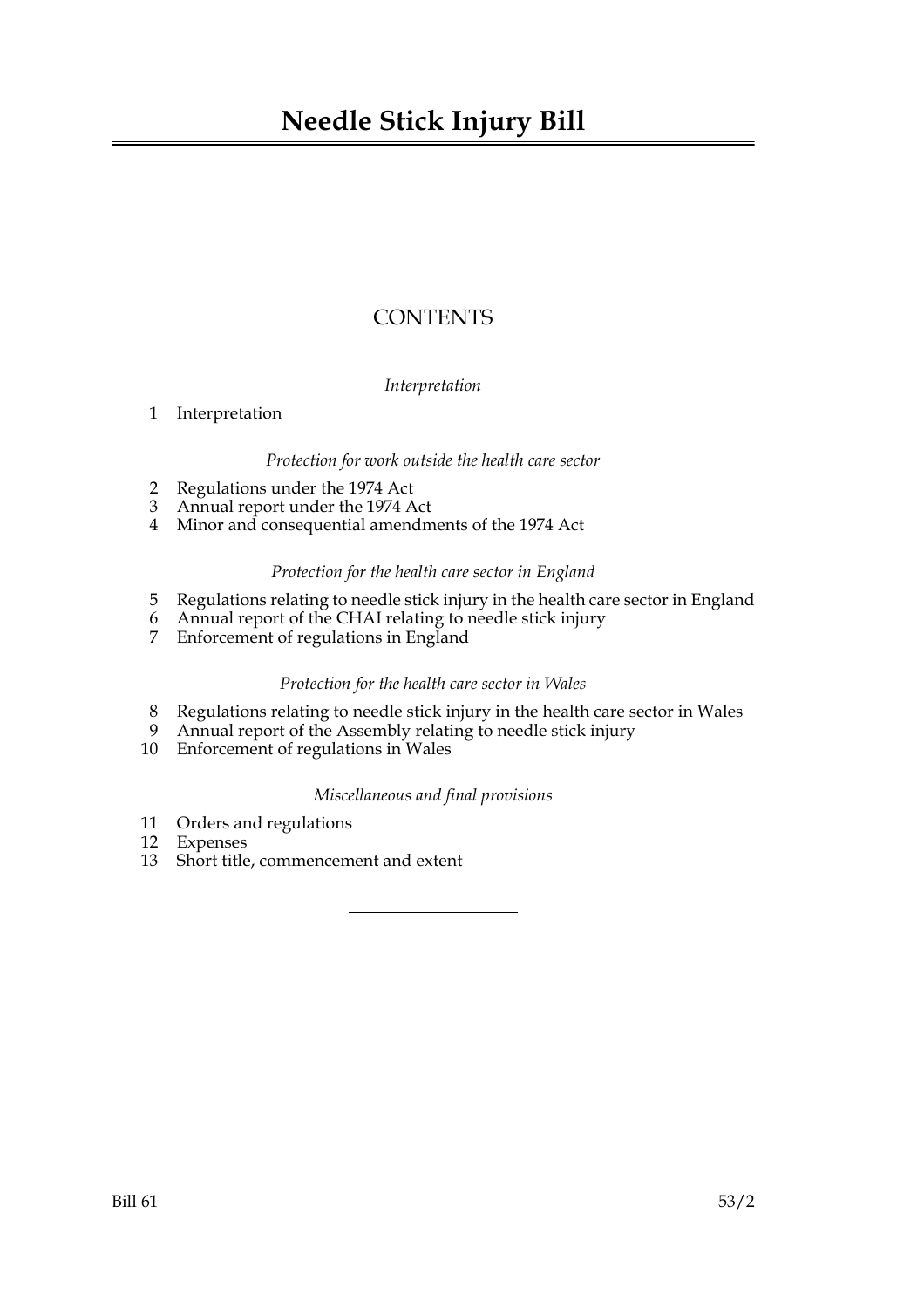# Needle Stick Injury Bill

## CONTENTS

*Interpretation*

1 Interpretation

*Protection for work outside the health care sector*

2 Regulations under the 1974 Act
3 Annual report under the 1974 Act
4 Minor and consequential amendments of the 1974 Act

*Protection for the health care sector in England*

5 Regulations relating to needle stick injury in the health care sector in England
6 Annual report of the CHAI relating to needle stick injury
7 Enforcement of regulations in England

*Protection for the health care sector in Wales*

8 Regulations relating to needle stick injury in the health care sector in Wales
9 Annual report of the Assembly relating to needle stick injury
10 Enforcement of regulations in Wales

*Miscellaneous and final provisions*

11 Orders and regulations
12 Expenses
13 Short title, commencement and extent

Bill 61 53/2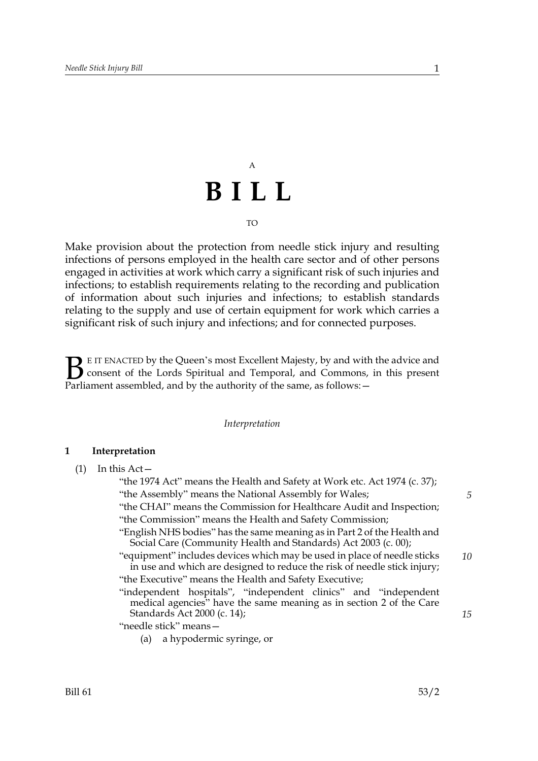A

# B I L L

TO

Make provision about the protection from needle stick injury and resulting infections of persons employed in the health care sector and of other persons engaged in activities at work which carry a significant risk of such injuries and infections; to establish requirements relating to the recording and publication of information about such injuries and infections; to establish standards relating to the supply and use of certain equipment for work which carries a significant risk of such injury and infections; and for connected purposes.

BE IT ENACTED by the Queen's most Excellent Majesty, by and with the advice and consent of the Lords Spiritual and Temporal, and Commons, in this present Parliament assembled, and by the authority of the same, as follows:—

*Interpretation*

### 1 Interpretation

(1) In this Act—

"the 1974 Act" means the Health and Safety at Work etc. Act 1974 (c. 37);

"the Assembly" means the National Assembly for Wales;

"the CHAI" means the Commission for Healthcare Audit and Inspection;

"the Commission" means the Health and Safety Commission;

"English NHS bodies" has the same meaning as in Part 2 of the Health and Social Care (Community Health and Standards) Act 2003 (c. 00);

"equipment" includes devices which may be used in place of needle sticks in use and which are designed to reduce the risk of needle stick injury;

"the Executive" means the Health and Safety Executive;

"independent hospitals", "independent clinics" and "independent medical agencies" have the same meaning as in section 2 of the Care Standards Act 2000 (c. 14);

"needle stick" means—

(a) a hypodermic syringe, or

Bill 61 53/2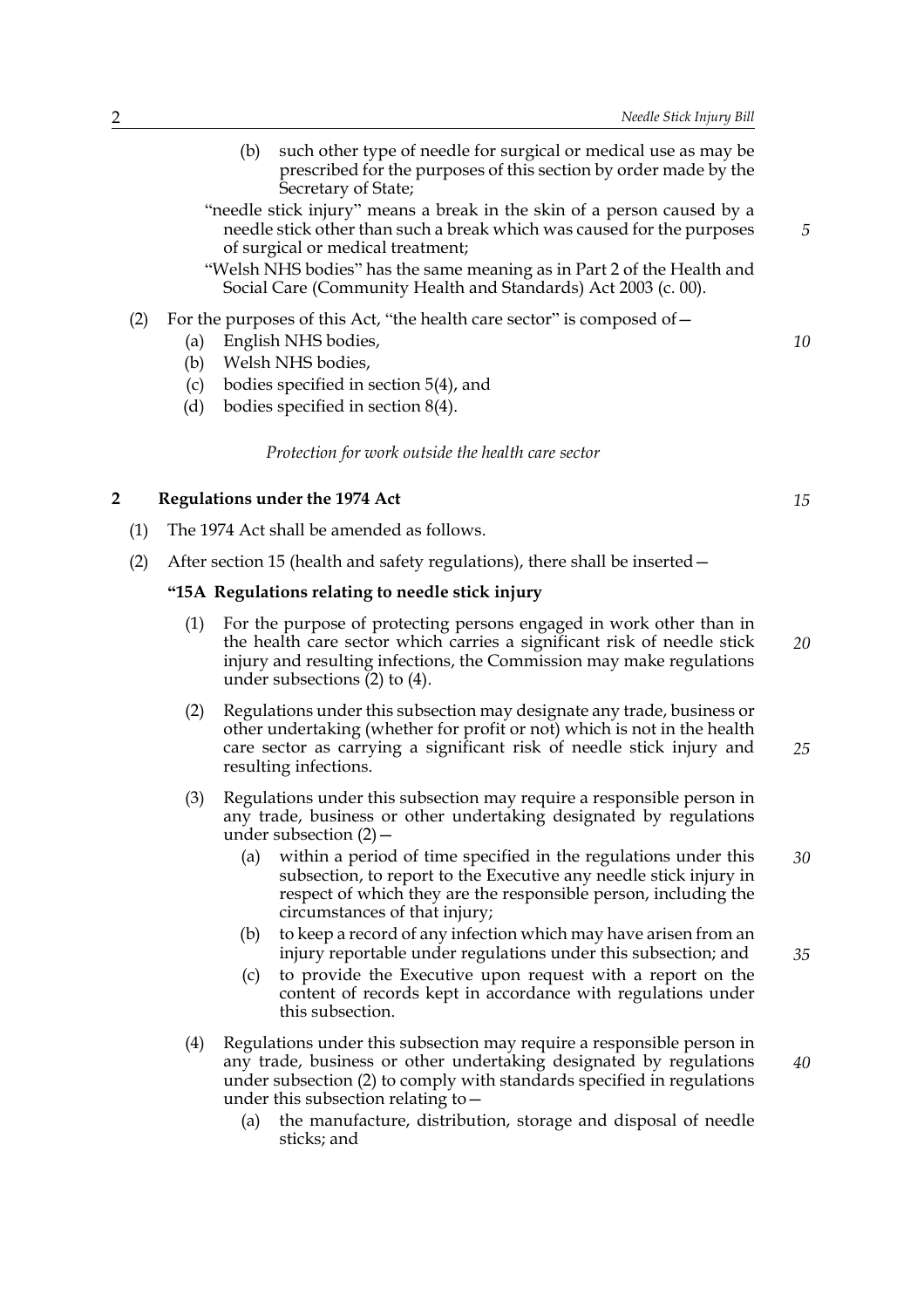(b) such other type of needle for surgical or medical use as may be prescribed for the purposes of this section by order made by the Secretary of State;

"needle stick injury" means a break in the skin of a person caused by a needle stick other than such a break which was caused for the purposes of surgical or medical treatment;

"Welsh NHS bodies" has the same meaning as in Part 2 of the Health and Social Care (Community Health and Standards) Act 2003 (c. 00).

(2) For the purposes of this Act, "the health care sector" is composed of—

(a) English NHS bodies,

(b) Welsh NHS bodies,

(c) bodies specified in section 5(4), and

(d) bodies specified in section 8(4).

*Protection for work outside the health care sector*

## 2 Regulations under the 1974 Act

(1) The 1974 Act shall be amended as follows.

(2) After section 15 (health and safety regulations), there shall be inserted—

**"15A Regulations relating to needle stick injury**

(1) For the purpose of protecting persons engaged in work other than in the health care sector which carries a significant risk of needle stick injury and resulting infections, the Commission may make regulations under subsections (2) to (4).

(2) Regulations under this subsection may designate any trade, business or other undertaking (whether for profit or not) which is not in the health care sector as carrying a significant risk of needle stick injury and resulting infections.

(3) Regulations under this subsection may require a responsible person in any trade, business or other undertaking designated by regulations under subsection (2)—

(a) within a period of time specified in the regulations under this subsection, to report to the Executive any needle stick injury in respect of which they are the responsible person, including the circumstances of that injury;

(b) to keep a record of any infection which may have arisen from an injury reportable under regulations under this subsection; and

(c) to provide the Executive upon request with a report on the content of records kept in accordance with regulations under this subsection.

(4) Regulations under this subsection may require a responsible person in any trade, business or other undertaking designated by regulations under subsection (2) to comply with standards specified in regulations under this subsection relating to—

(a) the manufacture, distribution, storage and disposal of needle sticks; and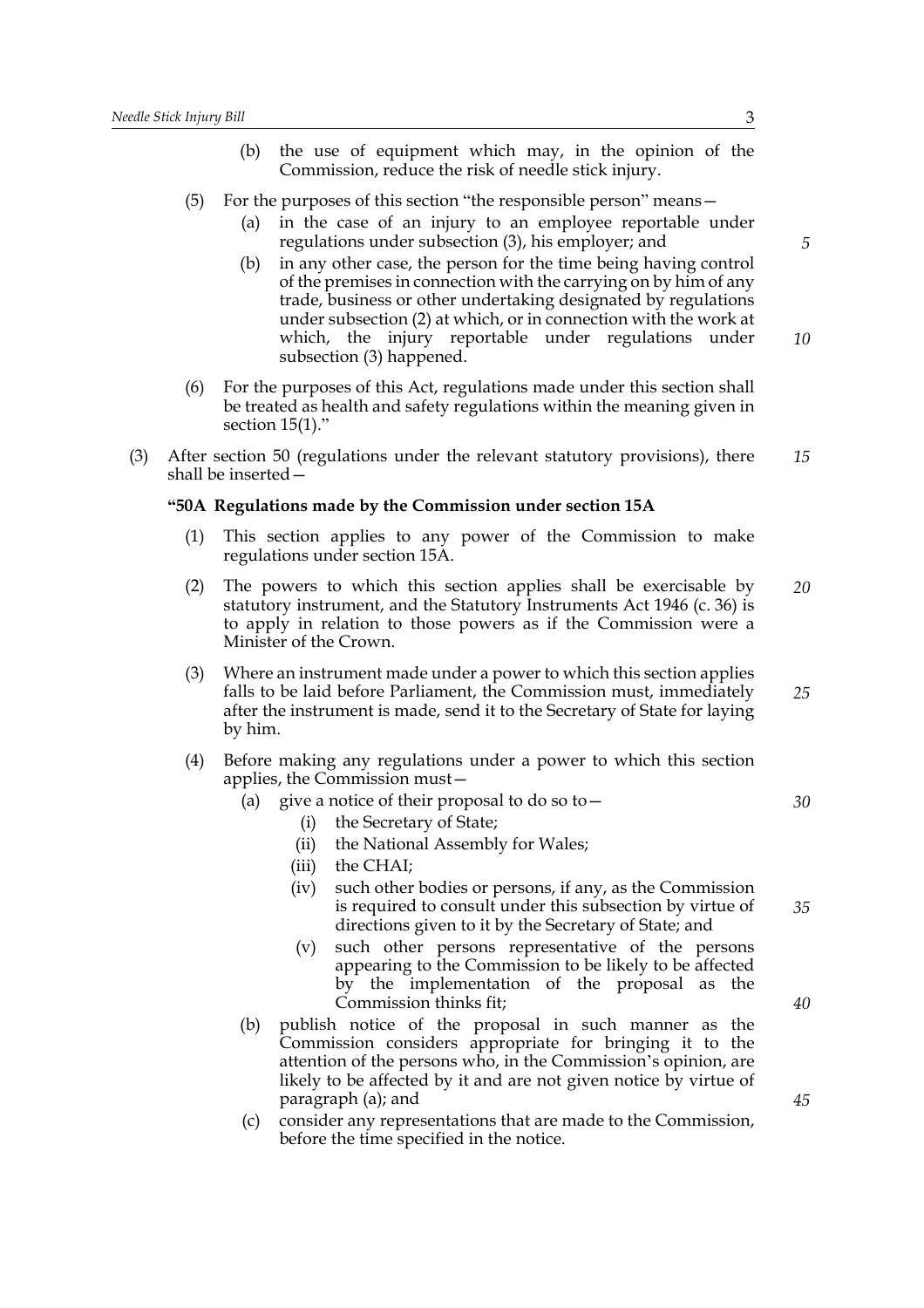(b) the use of equipment which may, in the opinion of the Commission, reduce the risk of needle stick injury.

(5) For the purposes of this section "the responsible person" means—

(a) in the case of an injury to an employee reportable under regulations under subsection (3), his employer; and

(b) in any other case, the person for the time being having control of the premises in connection with the carrying on by him of any trade, business or other undertaking designated by regulations under subsection (2) at which, or in connection with the work at which, the injury reportable under regulations under subsection (3) happened.

(6) For the purposes of this Act, regulations made under this section shall be treated as health and safety regulations within the meaning given in section 15(1)."

(3) After section 50 (regulations under the relevant statutory provisions), there shall be inserted—

**"50A Regulations made by the Commission under section 15A**

(1) This section applies to any power of the Commission to make regulations under section 15A.

(2) The powers to which this section applies shall be exercisable by statutory instrument, and the Statutory Instruments Act 1946 (c. 36) is to apply in relation to those powers as if the Commission were a Minister of the Crown.

(3) Where an instrument made under a power to which this section applies falls to be laid before Parliament, the Commission must, immediately after the instrument is made, send it to the Secretary of State for laying by him.

(4) Before making any regulations under a power to which this section applies, the Commission must—

(a) give a notice of their proposal to do so to—

(i) the Secretary of State;

(ii) the National Assembly for Wales;

(iii) the CHAI;

(iv) such other bodies or persons, if any, as the Commission is required to consult under this subsection by virtue of directions given to it by the Secretary of State; and

(v) such other persons representative of the persons appearing to the Commission to be likely to be affected by the implementation of the proposal as the Commission thinks fit;

(b) publish notice of the proposal in such manner as the Commission considers appropriate for bringing it to the attention of the persons who, in the Commission's opinion, are likely to be affected by it and are not given notice by virtue of paragraph (a); and

(c) consider any representations that are made to the Commission, before the time specified in the notice.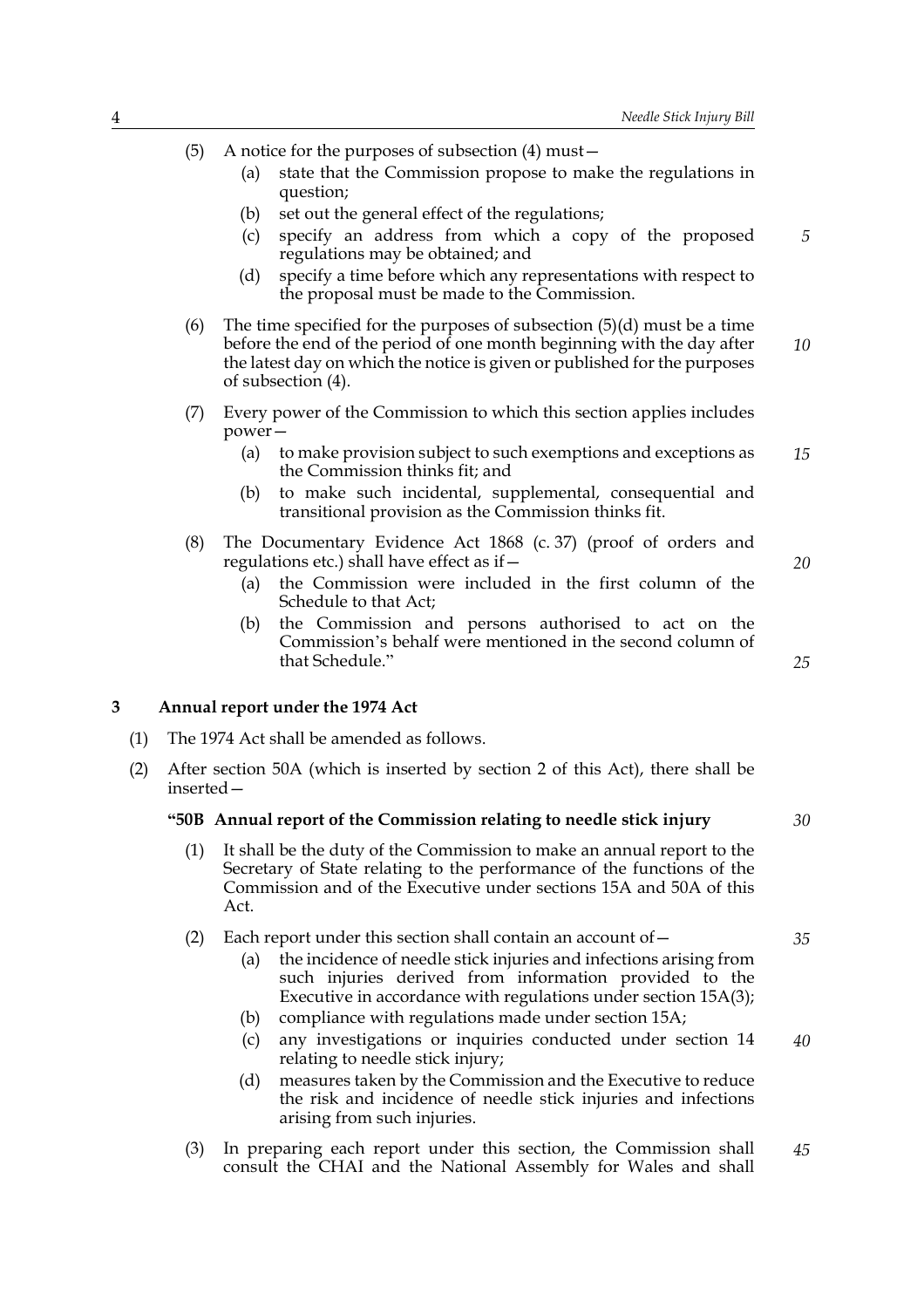(5) A notice for the purposes of subsection (4) must—

   (a) state that the Commission propose to make the regulations in question;

   (b) set out the general effect of the regulations;

   (c) specify an address from which a copy of the proposed regulations may be obtained; and

   (d) specify a time before which any representations with respect to the proposal must be made to the Commission.

(6) The time specified for the purposes of subsection (5)(d) must be a time before the end of the period of one month beginning with the day after the latest day on which the notice is given or published for the purposes of subsection (4).

(7) Every power of the Commission to which this section applies includes power—

   (a) to make provision subject to such exemptions and exceptions as the Commission thinks fit; and

   (b) to make such incidental, supplemental, consequential and transitional provision as the Commission thinks fit.

(8) The Documentary Evidence Act 1868 (c. 37) (proof of orders and regulations etc.) shall have effect as if—

   (a) the Commission were included in the first column of the Schedule to that Act;

   (b) the Commission and persons authorised to act on the Commission's behalf were mentioned in the second column of that Schedule."

## 3 Annual report under the 1974 Act

(1) The 1974 Act shall be amended as follows.

(2) After section 50A (which is inserted by section 2 of this Act), there shall be inserted—

**"50B Annual report of the Commission relating to needle stick injury**

(1) It shall be the duty of the Commission to make an annual report to the Secretary of State relating to the performance of the functions of the Commission and of the Executive under sections 15A and 50A of this Act.

(2) Each report under this section shall contain an account of—

   (a) the incidence of needle stick injuries and infections arising from such injuries derived from information provided to the Executive in accordance with regulations under section 15A(3);

   (b) compliance with regulations made under section 15A;

   (c) any investigations or inquiries conducted under section 14 relating to needle stick injury;

   (d) measures taken by the Commission and the Executive to reduce the risk and incidence of needle stick injuries and infections arising from such injuries.

(3) In preparing each report under this section, the Commission shall consult the CHAI and the National Assembly for Wales and shall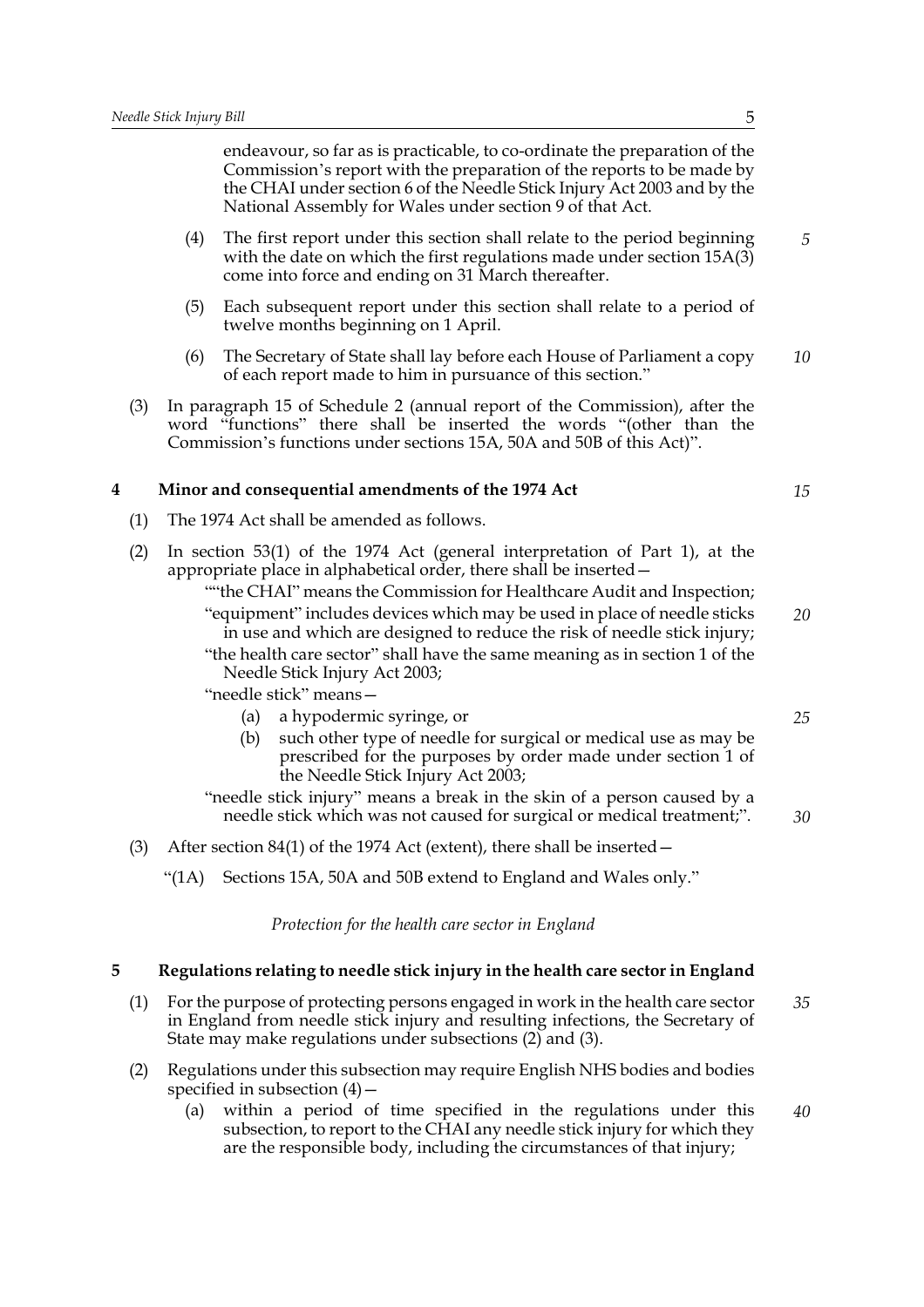endeavour, so far as is practicable, to co-ordinate the preparation of the Commission's report with the preparation of the reports to be made by the CHAI under section 6 of the Needle Stick Injury Act 2003 and by the National Assembly for Wales under section 9 of that Act.

(4) The first report under this section shall relate to the period beginning with the date on which the first regulations made under section 15A(3) come into force and ending on 31 March thereafter.

(5) Each subsequent report under this section shall relate to a period of twelve months beginning on 1 April.

(6) The Secretary of State shall lay before each House of Parliament a copy of each report made to him in pursuance of this section."

(3) In paragraph 15 of Schedule 2 (annual report of the Commission), after the word "functions" there shall be inserted the words "(other than the Commission's functions under sections 15A, 50A and 50B of this Act)".

## 4 Minor and consequential amendments of the 1974 Act

(1) The 1974 Act shall be amended as follows.

(2) In section 53(1) of the 1974 Act (general interpretation of Part 1), at the appropriate place in alphabetical order, there shall be inserted—

""the CHAI" means the Commission for Healthcare Audit and Inspection;

"equipment" includes devices which may be used in place of needle sticks in use and which are designed to reduce the risk of needle stick injury;

"the health care sector" shall have the same meaning as in section 1 of the Needle Stick Injury Act 2003;

"needle stick" means—

(a) a hypodermic syringe, or

(b) such other type of needle for surgical or medical use as may be prescribed for the purposes by order made under section 1 of the Needle Stick Injury Act 2003;

"needle stick injury" means a break in the skin of a person caused by a needle stick which was not caused for surgical or medical treatment;".

(3) After section 84(1) of the 1974 Act (extent), there shall be inserted—

"(1A) Sections 15A, 50A and 50B extend to England and Wales only."

*Protection for the health care sector in England*

## 5 Regulations relating to needle stick injury in the health care sector in England

(1) For the purpose of protecting persons engaged in work in the health care sector in England from needle stick injury and resulting infections, the Secretary of State may make regulations under subsections (2) and (3).

(2) Regulations under this subsection may require English NHS bodies and bodies specified in subsection (4)—

(a) within a period of time specified in the regulations under this subsection, to report to the CHAI any needle stick injury for which they are the responsible body, including the circumstances of that injury;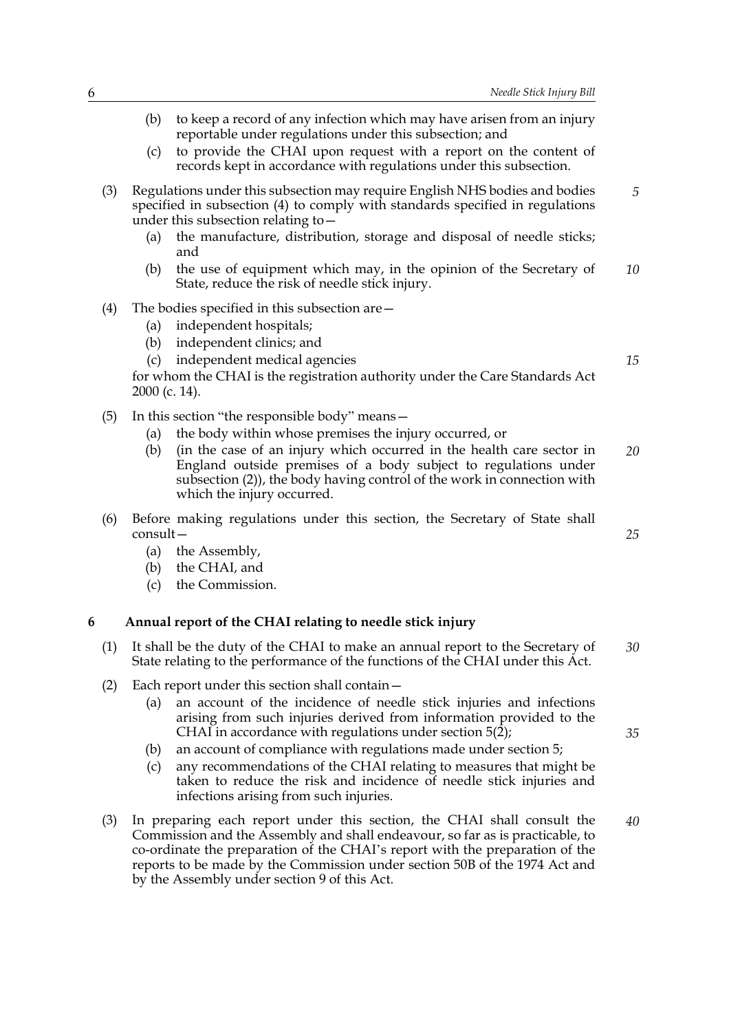(b) to keep a record of any infection which may have arisen from an injury reportable under regulations under this subsection; and

(c) to provide the CHAI upon request with a report on the content of records kept in accordance with regulations under this subsection.

(3) Regulations under this subsection may require English NHS bodies and bodies specified in subsection (4) to comply with standards specified in regulations under this subsection relating to—

(a) the manufacture, distribution, storage and disposal of needle sticks; and

(b) the use of equipment which may, in the opinion of the Secretary of State, reduce the risk of needle stick injury.

(4) The bodies specified in this subsection are—

(a) independent hospitals;

(b) independent clinics; and

(c) independent medical agencies

for whom the CHAI is the registration authority under the Care Standards Act 2000 (c. 14).

(5) In this section "the responsible body" means—

(a) the body within whose premises the injury occurred, or

(b) (in the case of an injury which occurred in the health care sector in England outside premises of a body subject to regulations under subsection (2)), the body having control of the work in connection with which the injury occurred.

(6) Before making regulations under this section, the Secretary of State shall consult—

(a) the Assembly,

(b) the CHAI, and

(c) the Commission.

### 6 Annual report of the CHAI relating to needle stick injury

(1) It shall be the duty of the CHAI to make an annual report to the Secretary of State relating to the performance of the functions of the CHAI under this Act.

(2) Each report under this section shall contain—

(a) an account of the incidence of needle stick injuries and infections arising from such injuries derived from information provided to the CHAI in accordance with regulations under section 5(2);

(b) an account of compliance with regulations made under section 5;

(c) any recommendations of the CHAI relating to measures that might be taken to reduce the risk and incidence of needle stick injuries and infections arising from such injuries.

(3) In preparing each report under this section, the CHAI shall consult the Commission and the Assembly and shall endeavour, so far as is practicable, to co-ordinate the preparation of the CHAI's report with the preparation of the reports to be made by the Commission under section 50B of the 1974 Act and by the Assembly under section 9 of this Act.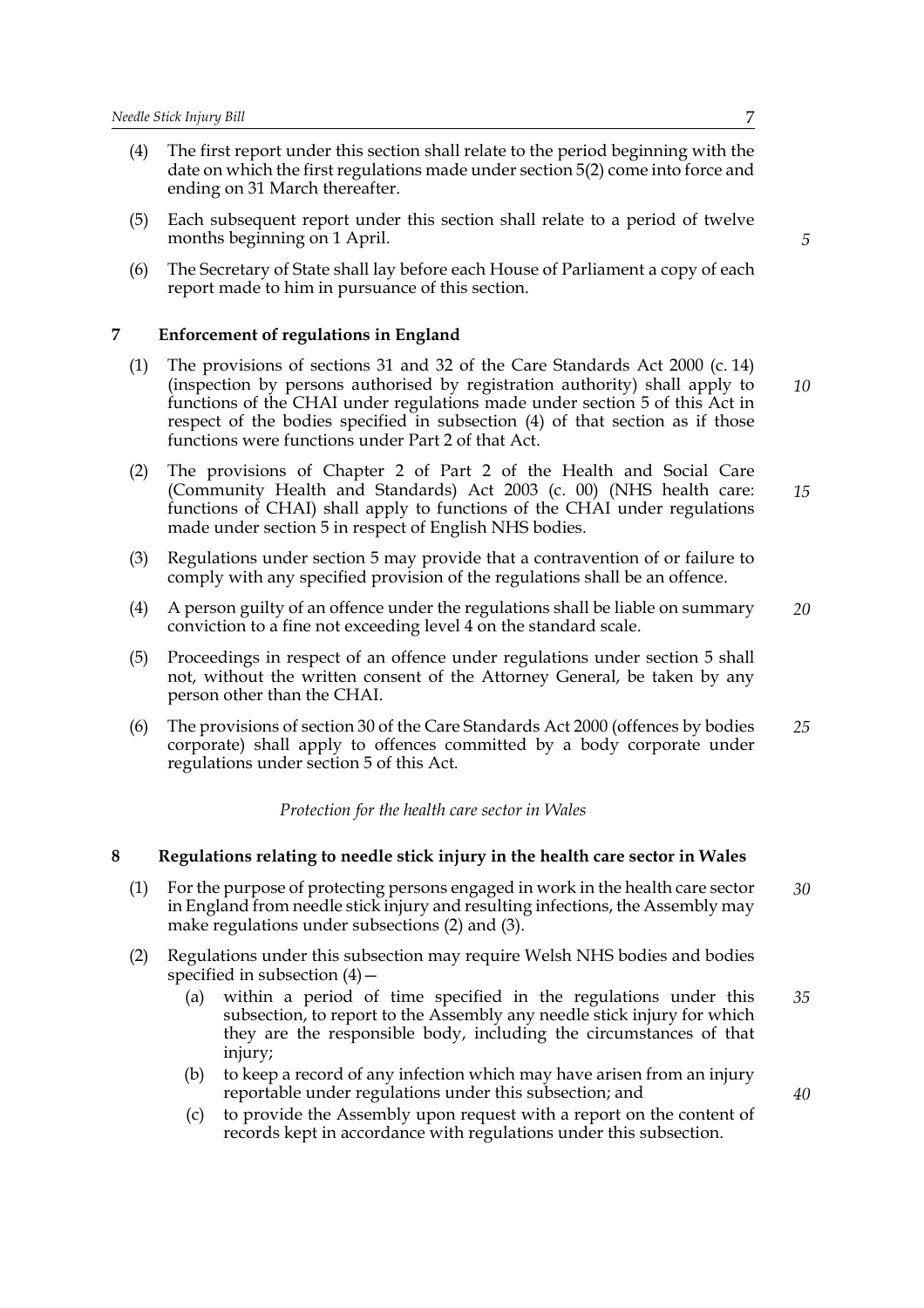(4) The first report under this section shall relate to the period beginning with the date on which the first regulations made under section 5(2) come into force and ending on 31 March thereafter.

(5) Each subsequent report under this section shall relate to a period of twelve months beginning on 1 April.

(6) The Secretary of State shall lay before each House of Parliament a copy of each report made to him in pursuance of this section.

## 7 Enforcement of regulations in England

(1) The provisions of sections 31 and 32 of the Care Standards Act 2000 (c. 14) (inspection by persons authorised by registration authority) shall apply to functions of the CHAI under regulations made under section 5 of this Act in respect of the bodies specified in subsection (4) of that section as if those functions were functions under Part 2 of that Act.

(2) The provisions of Chapter 2 of Part 2 of the Health and Social Care (Community Health and Standards) Act 2003 (c. 00) (NHS health care: functions of CHAI) shall apply to functions of the CHAI under regulations made under section 5 in respect of English NHS bodies.

(3) Regulations under section 5 may provide that a contravention of or failure to comply with any specified provision of the regulations shall be an offence.

(4) A person guilty of an offence under the regulations shall be liable on summary conviction to a fine not exceeding level 4 on the standard scale.

(5) Proceedings in respect of an offence under regulations under section 5 shall not, without the written consent of the Attorney General, be taken by any person other than the CHAI.

(6) The provisions of section 30 of the Care Standards Act 2000 (offences by bodies corporate) shall apply to offences committed by a body corporate under regulations under section 5 of this Act.

*Protection for the health care sector in Wales*

## 8 Regulations relating to needle stick injury in the health care sector in Wales

(1) For the purpose of protecting persons engaged in work in the health care sector in England from needle stick injury and resulting infections, the Assembly may make regulations under subsections (2) and (3).

(2) Regulations under this subsection may require Welsh NHS bodies and bodies specified in subsection (4)—

- (a) within a period of time specified in the regulations under this subsection, to report to the Assembly any needle stick injury for which they are the responsible body, including the circumstances of that injury;
- (b) to keep a record of any infection which may have arisen from an injury reportable under regulations under this subsection; and
- (c) to provide the Assembly upon request with a report on the content of records kept in accordance with regulations under this subsection.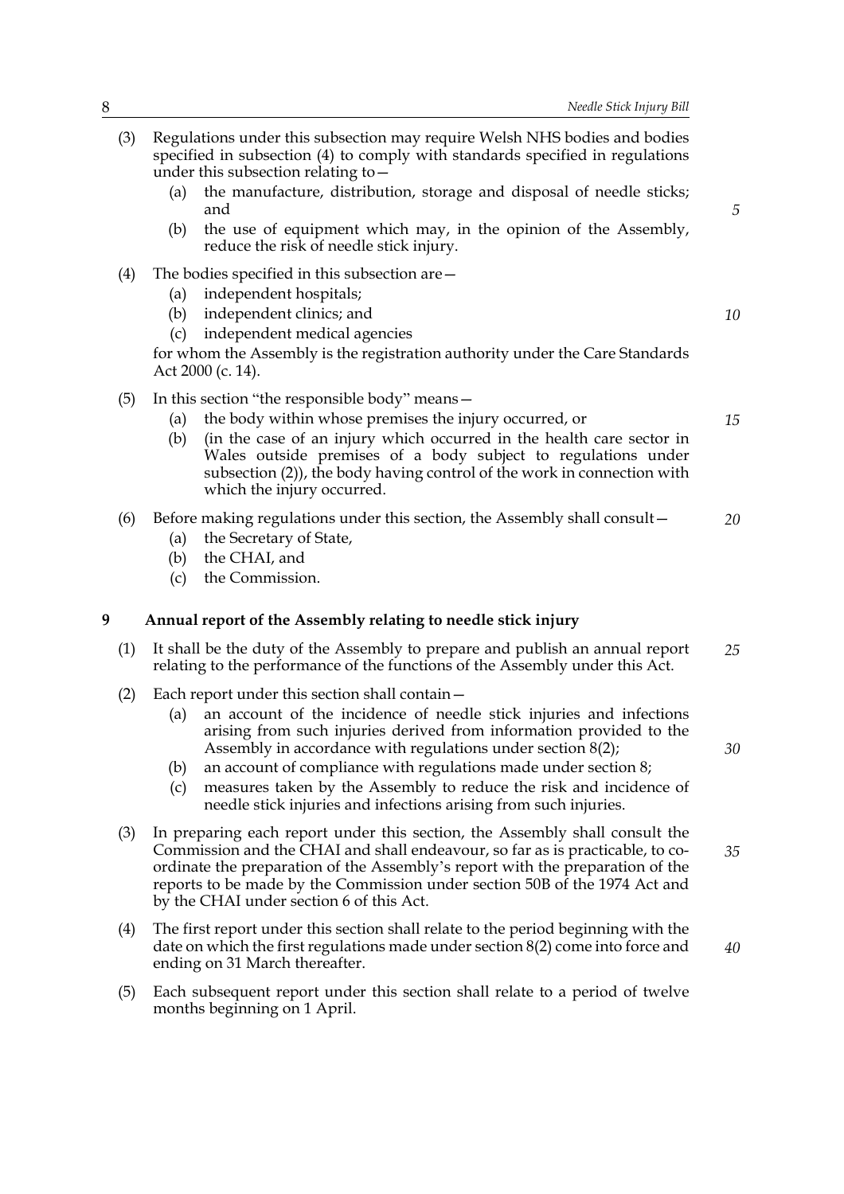(3) Regulations under this subsection may require Welsh NHS bodies and bodies specified in subsection (4) to comply with standards specified in regulations under this subsection relating to—

  (a) the manufacture, distribution, storage and disposal of needle sticks; and

  (b) the use of equipment which may, in the opinion of the Assembly, reduce the risk of needle stick injury.

(4) The bodies specified in this subsection are—

  (a) independent hospitals;

  (b) independent clinics; and

  (c) independent medical agencies

for whom the Assembly is the registration authority under the Care Standards Act 2000 (c. 14).

(5) In this section "the responsible body" means—

  (a) the body within whose premises the injury occurred, or

  (b) (in the case of an injury which occurred in the health care sector in Wales outside premises of a body subject to regulations under subsection (2)), the body having control of the work in connection with which the injury occurred.

(6) Before making regulations under this section, the Assembly shall consult—

  (a) the Secretary of State,

  (b) the CHAI, and

  (c) the Commission.

### 9 Annual report of the Assembly relating to needle stick injury

(1) It shall be the duty of the Assembly to prepare and publish an annual report relating to the performance of the functions of the Assembly under this Act.

(2) Each report under this section shall contain—

  (a) an account of the incidence of needle stick injuries and infections arising from such injuries derived from information provided to the Assembly in accordance with regulations under section 8(2);

  (b) an account of compliance with regulations made under section 8;

  (c) measures taken by the Assembly to reduce the risk and incidence of needle stick injuries and infections arising from such injuries.

(3) In preparing each report under this section, the Assembly shall consult the Commission and the CHAI and shall endeavour, so far as is practicable, to co-ordinate the preparation of the Assembly's report with the preparation of the reports to be made by the Commission under section 50B of the 1974 Act and by the CHAI under section 6 of this Act.

(4) The first report under this section shall relate to the period beginning with the date on which the first regulations made under section 8(2) come into force and ending on 31 March thereafter.

(5) Each subsequent report under this section shall relate to a period of twelve months beginning on 1 April.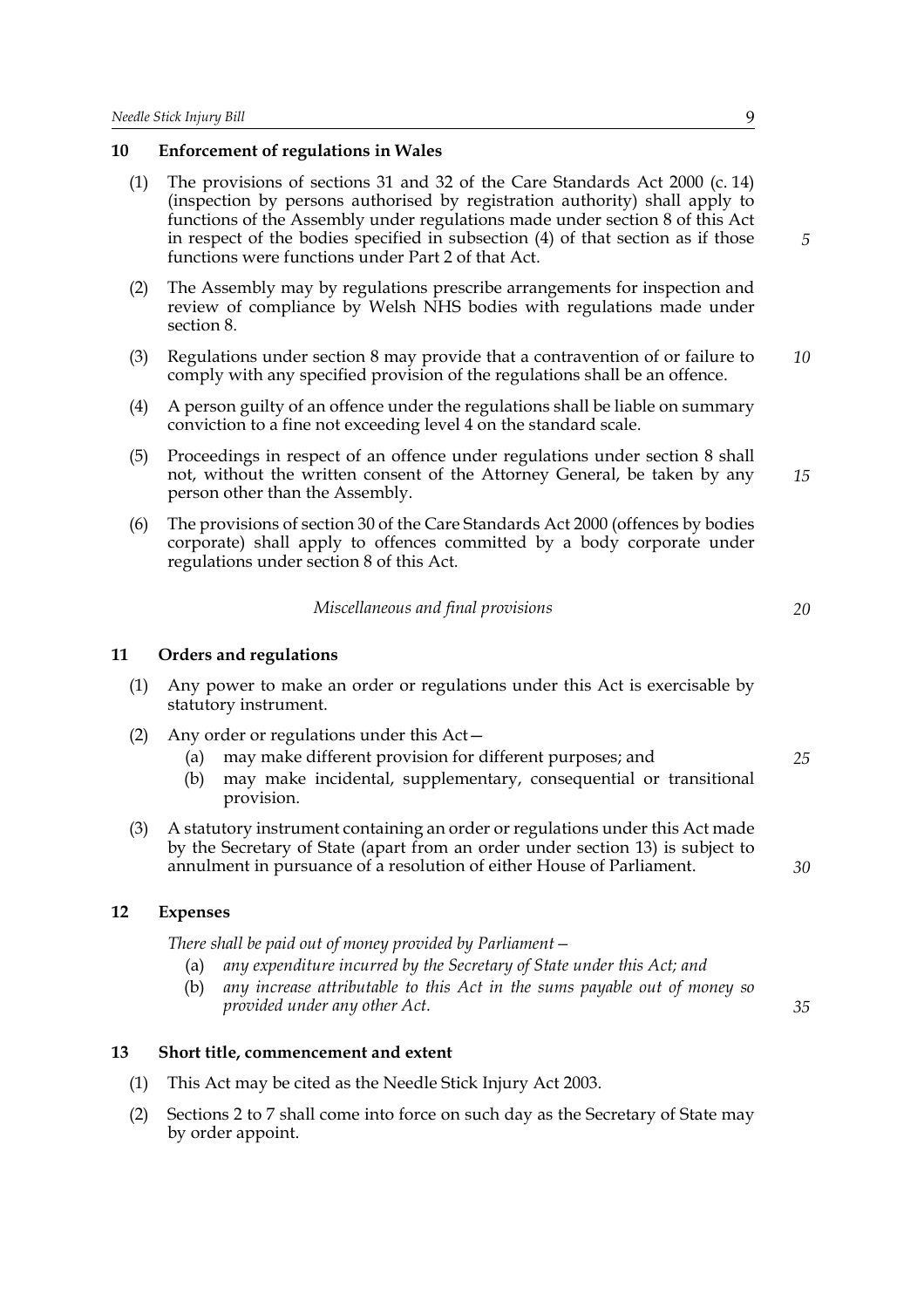## 10 Enforcement of regulations in Wales

(1) The provisions of sections 31 and 32 of the Care Standards Act 2000 (c. 14) (inspection by persons authorised by registration authority) shall apply to functions of the Assembly under regulations made under section 8 of this Act in respect of the bodies specified in subsection (4) of that section as if those functions were functions under Part 2 of that Act.

(2) The Assembly may by regulations prescribe arrangements for inspection and review of compliance by Welsh NHS bodies with regulations made under section 8.

(3) Regulations under section 8 may provide that a contravention of or failure to comply with any specified provision of the regulations shall be an offence.

(4) A person guilty of an offence under the regulations shall be liable on summary conviction to a fine not exceeding level 4 on the standard scale.

(5) Proceedings in respect of an offence under regulations under section 8 shall not, without the written consent of the Attorney General, be taken by any person other than the Assembly.

(6) The provisions of section 30 of the Care Standards Act 2000 (offences by bodies corporate) shall apply to offences committed by a body corporate under regulations under section 8 of this Act.

*Miscellaneous and final provisions*

## 11 Orders and regulations

(1) Any power to make an order or regulations under this Act is exercisable by statutory instrument.

(2) Any order or regulations under this Act—
   - (a) may make different provision for different purposes; and
   - (b) may make incidental, supplementary, consequential or transitional provision.

(3) A statutory instrument containing an order or regulations under this Act made by the Secretary of State (apart from an order under section 13) is subject to annulment in pursuance of a resolution of either House of Parliament.

## 12 Expenses

*There shall be paid out of money provided by Parliament—*
   - (a) *any expenditure incurred by the Secretary of State under this Act; and*
   - (b) *any increase attributable to this Act in the sums payable out of money so provided under any other Act.*

## 13 Short title, commencement and extent

(1) This Act may be cited as the Needle Stick Injury Act 2003.

(2) Sections 2 to 7 shall come into force on such day as the Secretary of State may by order appoint.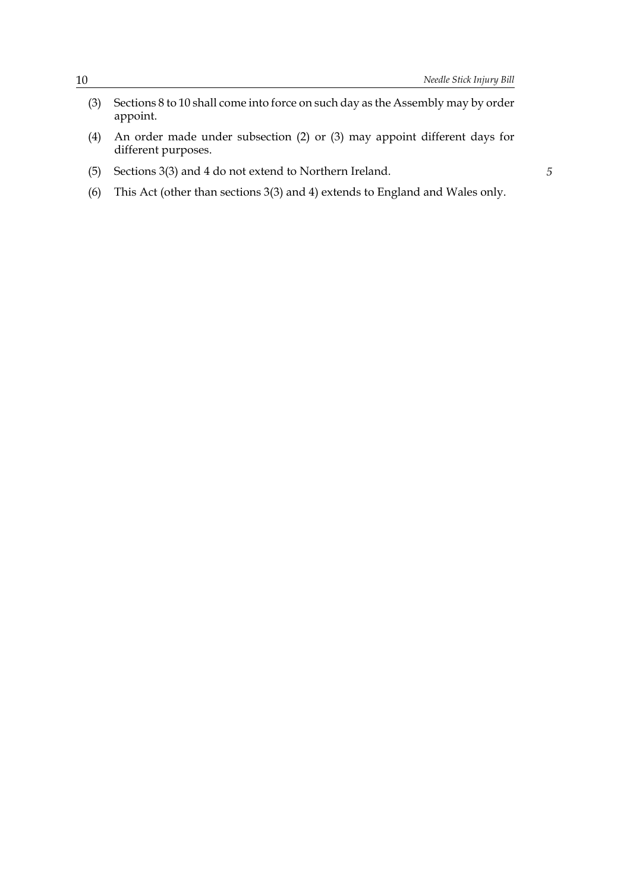(3) Sections 8 to 10 shall come into force on such day as the Assembly may by order appoint.

(4) An order made under subsection (2) or (3) may appoint different days for different purposes.

(5) Sections 3(3) and 4 do not extend to Northern Ireland.

(6) This Act (other than sections 3(3) and 4) extends to England and Wales only.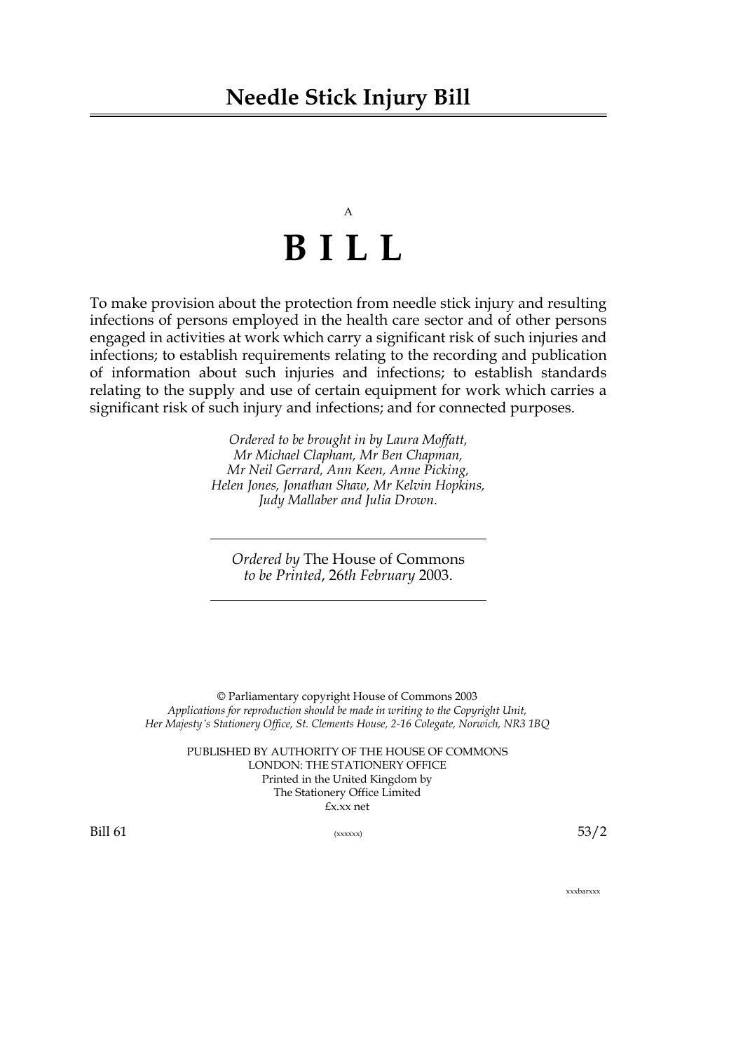# Needle Stick Injury Bill

A

# B I L L

To make provision about the protection from needle stick injury and resulting infections of persons employed in the health care sector and of other persons engaged in activities at work which carry a significant risk of such injuries and infections; to establish requirements relating to the recording and publication of information about such injuries and infections; to establish standards relating to the supply and use of certain equipment for work which carries a significant risk of such injury and infections; and for connected purposes.

*Ordered to be brought in by Laura Moffatt, Mr Michael Clapham, Mr Ben Chapman, Mr Neil Gerrard, Ann Keen, Anne Picking, Helen Jones, Jonathan Shaw, Mr Kelvin Hopkins, Judy Mallaber and Julia Drown.*

---

*Ordered by* The House of Commons *to be Printed*, 26*th February* 2003.

---

© Parliamentary copyright House of Commons 2003
*Applications for reproduction should be made in writing to the Copyright Unit, Her Majesty's Stationery Office, St. Clements House, 2-16 Colegate, Norwich, NR3 1BQ*

PUBLISHED BY AUTHORITY OF THE HOUSE OF COMMONS
LONDON: THE STATIONERY OFFICE
Printed in the United Kingdom by
The Stationery Office Limited
£x.xx net

Bill 61 (xxxxxx) 53/2

xxxbarxxx